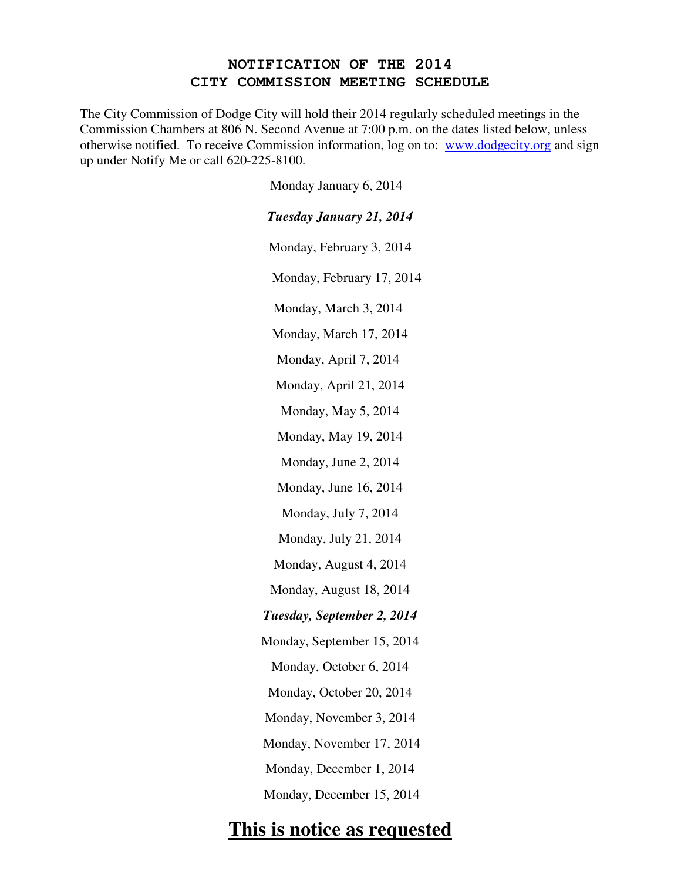# NOTIFICATION OF THE 2014
# CITY COMMISSION MEETING SCHEDULE

The City Commission of Dodge City will hold their 2014 regularly scheduled meetings in the Commission Chambers at 806 N. Second Avenue at 7:00 p.m. on the dates listed below, unless otherwise notified. To receive Commission information, log on to: www.dodgecity.org and sign up under Notify Me or call 620-225-8100.

Monday January 6, 2014

***Tuesday January 21, 2014***

Monday, February 3, 2014

Monday, February 17, 2014

Monday, March 3, 2014

Monday, March 17, 2014

Monday, April 7, 2014

Monday, April 21, 2014

Monday, May 5, 2014

Monday, May 19, 2014

Monday, June 2, 2014

Monday, June 16, 2014

Monday, July 7, 2014

Monday, July 21, 2014

Monday, August 4, 2014

Monday, August 18, 2014

***Tuesday, September 2, 2014***

Monday, September 15, 2014

Monday, October 6, 2014

Monday, October 20, 2014

Monday, November 3, 2014

Monday, November 17, 2014

Monday, December 1, 2014

Monday, December 15, 2014

## **This is notice as requested**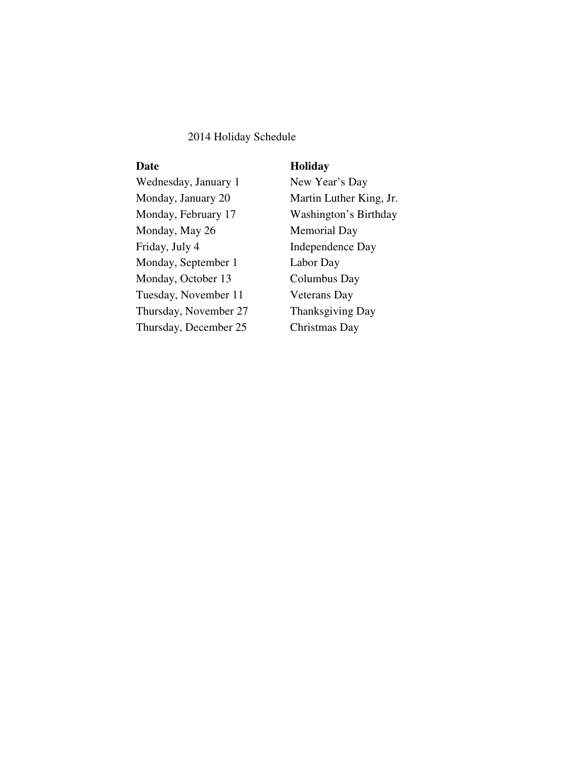2014 Holiday Schedule

| Date | Holiday |
|---|---|
| Wednesday, January 1 | New Year's Day |
| Monday, January 20 | Martin Luther King, Jr. |
| Monday, February 17 | Washington's Birthday |
| Monday, May 26 | Memorial Day |
| Friday, July 4 | Independence Day |
| Monday, September 1 | Labor Day |
| Monday, October 13 | Columbus Day |
| Tuesday, November 11 | Veterans Day |
| Thursday, November 27 | Thanksgiving Day |
| Thursday, December 25 | Christmas Day |